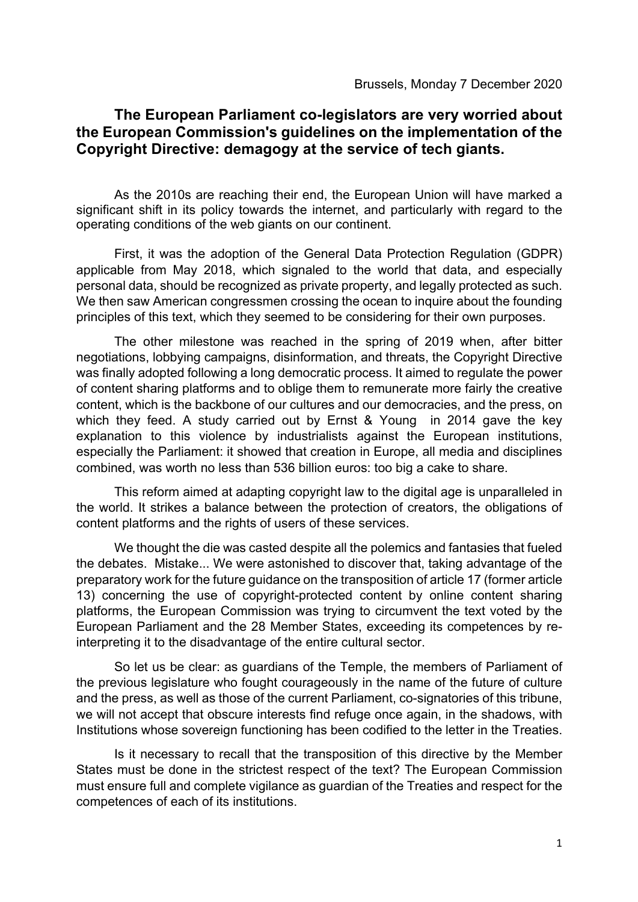Brussels, Monday 7 December 2020

## The European Parliament co-legislators are very worried about the European Commission's guidelines on the implementation of the Copyright Directive: demagogy at the service of tech giants.

As the 2010s are reaching their end, the European Union will have marked a significant shift in its policy towards the internet, and particularly with regard to the operating conditions of the web giants on our continent.

First, it was the adoption of the General Data Protection Regulation (GDPR) applicable from May 2018, which signaled to the world that data, and especially personal data, should be recognized as private property, and legally protected as such. We then saw American congressmen crossing the ocean to inquire about the founding principles of this text, which they seemed to be considering for their own purposes.

The other milestone was reached in the spring of 2019 when, after bitter negotiations, lobbying campaigns, disinformation, and threats, the Copyright Directive was finally adopted following a long democratic process. It aimed to regulate the power of content sharing platforms and to oblige them to remunerate more fairly the creative content, which is the backbone of our cultures and our democracies, and the press, on which they feed. A study carried out by Ernst & Young in 2014 gave the key explanation to this violence by industrialists against the European institutions, especially the Parliament: it showed that creation in Europe, all media and disciplines combined, was worth no less than 536 billion euros: too big a cake to share.

This reform aimed at adapting copyright law to the digital age is unparalleled in the world. It strikes a balance between the protection of creators, the obligations of content platforms and the rights of users of these services.

We thought the die was casted despite all the polemics and fantasies that fueled the debates. Mistake... We were astonished to discover that, taking advantage of the preparatory work for the future guidance on the transposition of article 17 (former article 13) concerning the use of copyright-protected content by online content sharing platforms, the European Commission was trying to circumvent the text voted by the European Parliament and the 28 Member States, exceeding its competences by re-interpreting it to the disadvantage of the entire cultural sector.

So let us be clear: as guardians of the Temple, the members of Parliament of the previous legislature who fought courageously in the name of the future of culture and the press, as well as those of the current Parliament, co-signatories of this tribune, we will not accept that obscure interests find refuge once again, in the shadows, with Institutions whose sovereign functioning has been codified to the letter in the Treaties.

Is it necessary to recall that the transposition of this directive by the Member States must be done in the strictest respect of the text? The European Commission must ensure full and complete vigilance as guardian of the Treaties and respect for the competences of each of its institutions.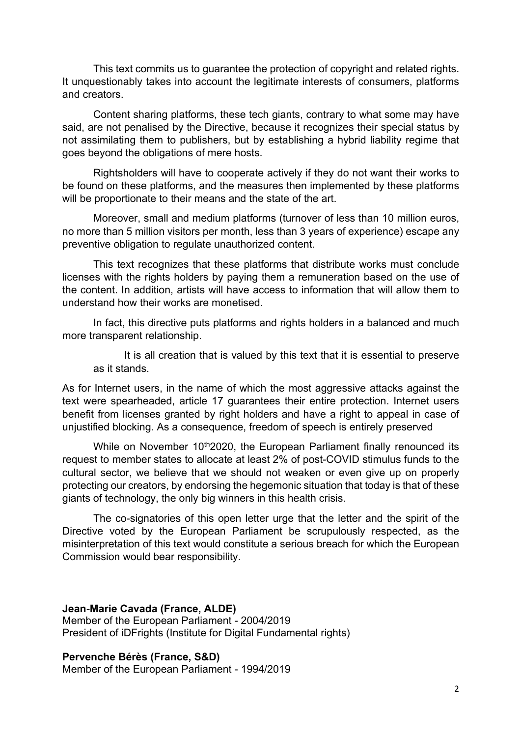This text commits us to guarantee the protection of copyright and related rights. It unquestionably takes into account the legitimate interests of consumers, platforms and creators.

Content sharing platforms, these tech giants, contrary to what some may have said, are not penalised by the Directive, because it recognizes their special status by not assimilating them to publishers, but by establishing a hybrid liability regime that goes beyond the obligations of mere hosts.

Rightsholders will have to cooperate actively if they do not want their works to be found on these platforms, and the measures then implemented by these platforms will be proportionate to their means and the state of the art.

Moreover, small and medium platforms (turnover of less than 10 million euros, no more than 5 million visitors per month, less than 3 years of experience) escape any preventive obligation to regulate unauthorized content.

This text recognizes that these platforms that distribute works must conclude licenses with the rights holders by paying them a remuneration based on the use of the content. In addition, artists will have access to information that will allow them to understand how their works are monetised.

In fact, this directive puts platforms and rights holders in a balanced and much more transparent relationship.

It is all creation that is valued by this text that it is essential to preserve as it stands.

As for Internet users, in the name of which the most aggressive attacks against the text were spearheaded, article 17 guarantees their entire protection. Internet users benefit from licenses granted by right holders and have a right to appeal in case of unjustified blocking. As a consequence, freedom of speech is entirely preserved

While on November 10th 2020, the European Parliament finally renounced its request to member states to allocate at least 2% of post-COVID stimulus funds to the cultural sector, we believe that we should not weaken or even give up on properly protecting our creators, by endorsing the hegemonic situation that today is that of these giants of technology, the only big winners in this health crisis.

The co-signatories of this open letter urge that the letter and the spirit of the Directive voted by the European Parliament be scrupulously respected, as the misinterpretation of this text would constitute a serious breach for which the European Commission would bear responsibility.

**Jean-Marie Cavada (France, ALDE)**
Member of the European Parliament - 2004/2019
President of iDFrights (Institute for Digital Fundamental rights)

**Pervenche Bérès (France, S&D)**
Member of the European Parliament - 1994/2019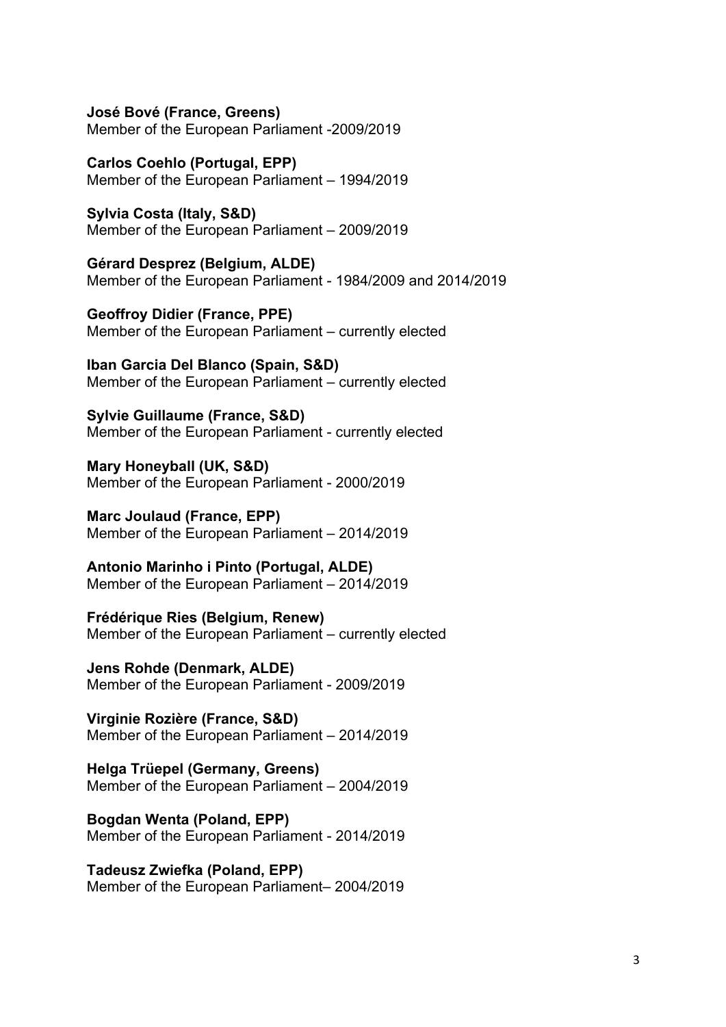**José Bové (France, Greens)**
Member of the European Parliament -2009/2019

**Carlos Coehlo (Portugal, EPP)**
Member of the European Parliament – 1994/2019

**Sylvia Costa (Italy, S&D)**
Member of the European Parliament – 2009/2019

**Gérard Desprez (Belgium, ALDE)**
Member of the European Parliament - 1984/2009 and 2014/2019

**Geoffroy Didier (France, PPE)**
Member of the European Parliament – currently elected

**Iban Garcia Del Blanco (Spain, S&D)**
Member of the European Parliament – currently elected

**Sylvie Guillaume (France, S&D)**
Member of the European Parliament - currently elected

**Mary Honeyball (UK, S&D)**
Member of the European Parliament - 2000/2019

**Marc Joulaud (France, EPP)**
Member of the European Parliament – 2014/2019

**Antonio Marinho i Pinto (Portugal, ALDE)**
Member of the European Parliament – 2014/2019

**Frédérique Ries (Belgium, Renew)**
Member of the European Parliament – currently elected

**Jens Rohde (Denmark, ALDE)**
Member of the European Parliament - 2009/2019

**Virginie Rozière (France, S&D)**
Member of the European Parliament – 2014/2019

**Helga Trüepel (Germany, Greens)**
Member of the European Parliament – 2004/2019

**Bogdan Wenta (Poland, EPP)**
Member of the European Parliament - 2014/2019

**Tadeusz Zwiefka (Poland, EPP)**
Member of the European Parliament– 2004/2019